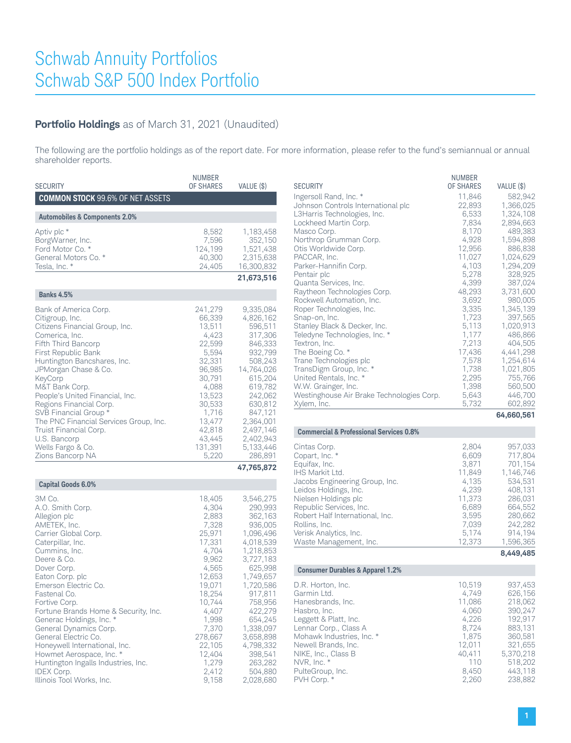# Schwab Annuity Portfolios
# Schwab S&P 500 Index Portfolio

## Portfolio Holdings as of March 31, 2021 (Unaudited)

The following are the portfolio holdings as of the report date. For more information, please refer to the fund's semiannual or annual shareholder reports.

| SECURITY | NUMBER OF SHARES | VALUE ($) |
|---|---|---|
| **COMMON STOCK 99.6% OF NET ASSETS** | | |
| **Automobiles & Components 2.0%** | | |
| Aptiv plc * | 8,582 | 1,183,458 |
| BorgWarner, Inc. | 7,596 | 352,150 |
| Ford Motor Co. * | 124,199 | 1,521,438 |
| General Motors Co. * | 40,300 | 2,315,638 |
| Tesla, Inc. * | 24,405 | 16,300,832 |
| | | **21,673,516** |
| **Banks 4.5%** | | |
| Bank of America Corp. | 241,279 | 9,335,084 |
| Citigroup, Inc. | 66,339 | 4,826,162 |
| Citizens Financial Group, Inc. | 13,511 | 596,511 |
| Comerica, Inc. | 4,423 | 317,306 |
| Fifth Third Bancorp | 22,599 | 846,333 |
| First Republic Bank | 5,594 | 932,799 |
| Huntington Bancshares, Inc. | 32,331 | 508,243 |
| JPMorgan Chase & Co. | 96,985 | 14,764,026 |
| KeyCorp | 30,791 | 615,204 |
| M&T Bank Corp. | 4,088 | 619,782 |
| People's United Financial, Inc. | 13,523 | 242,062 |
| Regions Financial Corp. | 30,533 | 630,812 |
| SVB Financial Group * | 1,716 | 847,121 |
| The PNC Financial Services Group, Inc. | 13,477 | 2,364,001 |
| Truist Financial Corp. | 42,818 | 2,497,146 |
| U.S. Bancorp | 43,445 | 2,402,943 |
| Wells Fargo & Co. | 131,391 | 5,133,446 |
| Zions Bancorp NA | 5,220 | 286,891 |
| | | **47,765,872** |
| **Capital Goods 6.0%** | | |
| 3M Co. | 18,405 | 3,546,275 |
| A.O. Smith Corp. | 4,304 | 290,993 |
| Allegion plc | 2,883 | 362,163 |
| AMETEK, Inc. | 7,328 | 936,005 |
| Carrier Global Corp. | 25,971 | 1,096,496 |
| Caterpillar, Inc. | 17,331 | 4,018,539 |
| Cummins, Inc. | 4,704 | 1,218,853 |
| Deere & Co. | 9,962 | 3,727,183 |
| Dover Corp. | 4,565 | 625,998 |
| Eaton Corp. plc | 12,653 | 1,749,657 |
| Emerson Electric Co. | 19,071 | 1,720,586 |
| Fastenal Co. | 18,254 | 917,811 |
| Fortive Corp. | 10,744 | 758,956 |
| Fortune Brands Home & Security, Inc. | 4,407 | 422,279 |
| Generac Holdings, Inc. * | 1,998 | 654,245 |
| General Dynamics Corp. | 7,370 | 1,338,097 |
| General Electric Co. | 278,667 | 3,658,898 |
| Honeywell International, Inc. | 22,105 | 4,798,332 |
| Howmet Aerospace, Inc. * | 12,404 | 398,541 |
| Huntington Ingalls Industries, Inc. | 1,279 | 263,282 |
| IDEX Corp. | 2,412 | 504,880 |
| Illinois Tool Works, Inc. | 9,158 | 2,028,680 |
| Ingersoll Rand, Inc. * | 11,846 | 582,942 |
| Johnson Controls International plc | 22,893 | 1,366,025 |
| L3Harris Technologies, Inc. | 6,533 | 1,324,108 |
| Lockheed Martin Corp. | 7,834 | 2,894,663 |
| Masco Corp. | 8,170 | 489,383 |
| Northrop Grumman Corp. | 4,928 | 1,594,898 |
| Otis Worldwide Corp. | 12,956 | 886,838 |
| PACCAR, Inc. | 11,027 | 1,024,629 |
| Parker-Hannifin Corp. | 4,103 | 1,294,209 |
| Pentair plc | 5,278 | 328,925 |
| Quanta Services, Inc. | 4,399 | 387,024 |
| Raytheon Technologies Corp. | 48,293 | 3,731,600 |
| Rockwell Automation, Inc. | 3,692 | 980,005 |
| Roper Technologies, Inc. | 3,335 | 1,345,139 |
| Snap-on, Inc. | 1,723 | 397,565 |
| Stanley Black & Decker, Inc. | 5,113 | 1,020,913 |
| Teledyne Technologies, Inc. * | 1,177 | 486,866 |
| Textron, Inc. | 7,213 | 404,505 |
| The Boeing Co. * | 17,436 | 4,441,298 |
| Trane Technologies plc | 7,578 | 1,254,614 |
| TransDigm Group, Inc. * | 1,738 | 1,021,805 |
| United Rentals, Inc. * | 2,295 | 755,766 |
| W.W. Grainger, Inc. | 1,398 | 560,500 |
| Westinghouse Air Brake Technologies Corp. | 5,643 | 446,700 |
| Xylem, Inc. | 5,732 | 602,892 |
| | | **64,660,561** |
| **Commercial & Professional Services 0.8%** | | |
| Cintas Corp. | 2,804 | 957,033 |
| Copart, Inc. * | 6,609 | 717,804 |
| Equifax, Inc. | 3,871 | 701,154 |
| IHS Markit Ltd. | 11,849 | 1,146,746 |
| Jacobs Engineering Group, Inc. | 4,135 | 534,531 |
| Leidos Holdings, Inc. | 4,239 | 408,131 |
| Nielsen Holdings plc | 11,373 | 286,031 |
| Republic Services, Inc. | 6,689 | 664,552 |
| Robert Half International, Inc. | 3,595 | 280,662 |
| Rollins, Inc. | 7,039 | 242,282 |
| Verisk Analytics, Inc. | 5,174 | 914,194 |
| Waste Management, Inc. | 12,373 | 1,596,365 |
| | | **8,449,485** |
| **Consumer Durables & Apparel 1.2%** | | |
| D.R. Horton, Inc. | 10,519 | 937,453 |
| Garmin Ltd. | 4,749 | 626,156 |
| Hanesbrands, Inc. | 11,086 | 218,062 |
| Hasbro, Inc. | 4,060 | 390,247 |
| Leggett & Platt, Inc. | 4,226 | 192,917 |
| Lennar Corp., Class A | 8,724 | 883,131 |
| Mohawk Industries, Inc. * | 1,875 | 360,581 |
| Newell Brands, Inc. | 12,011 | 321,655 |
| NIKE, Inc., Class B | 40,411 | 5,370,218 |
| NVR, Inc. * | 110 | 518,202 |
| PulteGroup, Inc. | 8,450 | 443,118 |
| PVH Corp. * | 2,260 | 238,882 |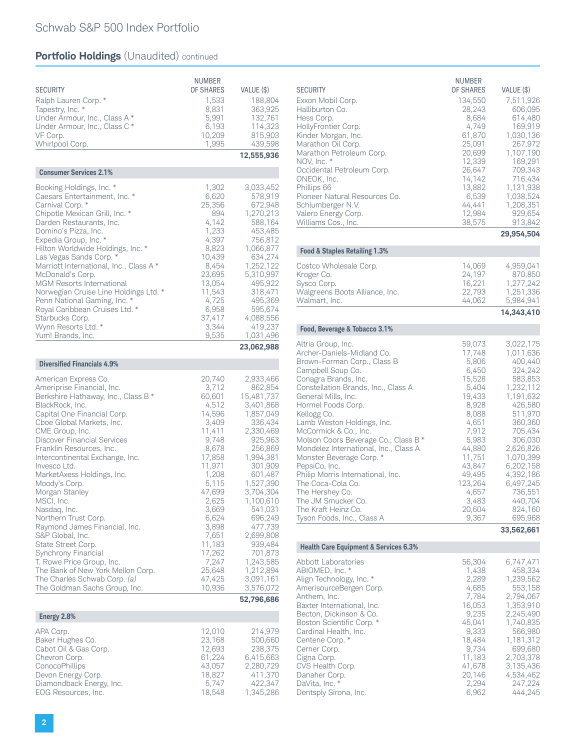## Portfolio Holdings (Unaudited) continued

| SECURITY | NUMBER OF SHARES | VALUE ($) |
|---|---|---|
| Ralph Lauren Corp. * | 1,533 | 188,804 |
| Tapestry, Inc. * | 8,831 | 363,925 |
| Under Armour, Inc., Class A * | 5,991 | 132,761 |
| Under Armour, Inc., Class C * | 6,193 | 114,323 |
| VF Corp. | 10,209 | 815,903 |
| Whirlpool Corp. | 1,995 | 439,598 |
| | | **12,555,936** |

| SECURITY | NUMBER OF SHARES | VALUE ($) |
|---|---|---|
| **Consumer Services 2.1%** | | |
| Booking Holdings, Inc. * | 1,302 | 3,033,452 |
| Caesars Entertainment, Inc. * | 6,620 | 578,919 |
| Carnival Corp. * | 25,356 | 672,948 |
| Chipotle Mexican Grill, Inc. * | 894 | 1,270,213 |
| Darden Restaurants, Inc. | 4,142 | 588,164 |
| Domino's Pizza, Inc. | 1,233 | 453,485 |
| Expedia Group, Inc. * | 4,397 | 756,812 |
| Hilton Worldwide Holdings, Inc. * | 8,823 | 1,066,877 |
| Las Vegas Sands Corp. * | 10,439 | 634,274 |
| Marriott International, Inc., Class A * | 8,454 | 1,252,122 |
| McDonald's Corp. | 23,695 | 5,310,997 |
| MGM Resorts International | 13,054 | 495,922 |
| Norwegian Cruise Line Holdings Ltd. * | 11,543 | 318,471 |
| Penn National Gaming, Inc. * | 4,725 | 495,369 |
| Royal Caribbean Cruises Ltd. * | 6,958 | 595,674 |
| Starbucks Corp. | 37,417 | 4,088,556 |
| Wynn Resorts Ltd. * | 3,344 | 419,237 |
| Yum! Brands, Inc. | 9,535 | 1,031,496 |
| | | **23,062,988** |

| SECURITY | NUMBER OF SHARES | VALUE ($) |
|---|---|---|
| **Diversified Financials 4.9%** | | |
| American Express Co. | 20,740 | 2,933,466 |
| Ameriprise Financial, Inc. | 3,712 | 862,854 |
| Berkshire Hathaway, Inc., Class B * | 60,601 | 15,481,737 |
| BlackRock, Inc. | 4,512 | 3,401,868 |
| Capital One Financial Corp. | 14,596 | 1,857,049 |
| Cboe Global Markets, Inc. | 3,409 | 336,434 |
| CME Group, Inc. | 11,411 | 2,330,469 |
| Discover Financial Services | 9,748 | 925,963 |
| Franklin Resources, Inc. | 8,678 | 256,869 |
| Intercontinental Exchange, Inc. | 17,858 | 1,994,381 |
| Invesco Ltd. | 11,971 | 301,909 |
| MarketAxess Holdings, Inc. | 1,208 | 601,487 |
| Moody's Corp. | 5,115 | 1,527,390 |
| Morgan Stanley | 47,699 | 3,704,304 |
| MSCI, Inc. | 2,625 | 1,100,610 |
| Nasdaq, Inc. | 3,669 | 541,031 |
| Northern Trust Corp. | 6,624 | 696,249 |
| Raymond James Financial, Inc. | 3,898 | 477,739 |
| S&P Global, Inc. | 7,651 | 2,699,808 |
| State Street Corp. | 11,183 | 939,484 |
| Synchrony Financial | 17,262 | 701,873 |
| T. Rowe Price Group, Inc. | 7,247 | 1,243,585 |
| The Bank of New York Mellon Corp. | 25,648 | 1,212,894 |
| The Charles Schwab Corp. *(a)* | 47,425 | 3,091,161 |
| The Goldman Sachs Group, Inc. | 10,936 | 3,576,072 |
| | | **52,796,686** |

| SECURITY | NUMBER OF SHARES | VALUE ($) |
|---|---|---|
| **Energy 2.8%** | | |
| APA Corp. | 12,010 | 214,979 |
| Baker Hughes Co. | 23,168 | 500,660 |
| Cabot Oil & Gas Corp. | 12,693 | 238,375 |
| Chevron Corp. | 61,224 | 6,415,663 |
| ConocoPhillips | 43,057 | 2,280,729 |
| Devon Energy Corp. | 18,827 | 411,370 |
| Diamondback Energy, Inc. | 5,747 | 422,347 |
| EOG Resources, Inc. | 18,548 | 1,345,286 |
| Exxon Mobil Corp. | 134,550 | 7,511,926 |
| Halliburton Co. | 28,243 | 606,095 |
| Hess Corp. | 8,684 | 614,480 |
| HollyFrontier Corp. | 4,749 | 169,919 |
| Kinder Morgan, Inc. | 61,870 | 1,030,136 |
| Marathon Oil Corp. | 25,091 | 267,972 |
| Marathon Petroleum Corp. | 20,699 | 1,107,190 |
| NOV, Inc. * | 12,339 | 169,291 |
| Occidental Petroleum Corp. | 26,647 | 709,343 |
| ONEOK, Inc. | 14,142 | 716,434 |
| Phillips 66 | 13,882 | 1,131,938 |
| Pioneer Natural Resources Co. | 6,539 | 1,038,524 |
| Schlumberger N.V. | 44,441 | 1,208,351 |
| Valero Energy Corp. | 12,984 | 929,654 |
| Williams Cos., Inc. | 38,575 | 913,842 |
| | | **29,954,504** |

| SECURITY | NUMBER OF SHARES | VALUE ($) |
|---|---|---|
| **Food & Staples Retailing 1.3%** | | |
| Costco Wholesale Corp. | 14,069 | 4,959,041 |
| Kroger Co. | 24,197 | 870,850 |
| Sysco Corp. | 16,221 | 1,277,242 |
| Walgreens Boots Alliance, Inc. | 22,793 | 1,251,336 |
| Walmart, Inc. | 44,062 | 5,984,941 |
| | | **14,343,410** |

| SECURITY | NUMBER OF SHARES | VALUE ($) |
|---|---|---|
| **Food, Beverage & Tobacco 3.1%** | | |
| Altria Group, Inc. | 59,073 | 3,022,175 |
| Archer-Daniels-Midland Co. | 17,748 | 1,011,636 |
| Brown-Forman Corp., Class B | 5,806 | 400,440 |
| Campbell Soup Co. | 6,450 | 324,242 |
| Conagra Brands, Inc. | 15,528 | 583,853 |
| Constellation Brands, Inc., Class A | 5,404 | 1,232,112 |
| General Mills, Inc. | 19,433 | 1,191,632 |
| Hormel Foods Corp. | 8,928 | 426,580 |
| Kellogg Co. | 8,088 | 511,970 |
| Lamb Weston Holdings, Inc. | 4,651 | 360,360 |
| McCormick & Co., Inc. | 7,912 | 705,434 |
| Molson Coors Beverage Co., Class B * | 5,983 | 306,030 |
| Mondelez International, Inc., Class A | 44,880 | 2,626,826 |
| Monster Beverage Corp. * | 11,751 | 1,070,399 |
| PepsiCo, Inc. | 43,847 | 6,202,158 |
| Philip Morris International, Inc. | 49,495 | 4,392,186 |
| The Coca-Cola Co. | 123,264 | 6,497,245 |
| The Hershey Co. | 4,657 | 736,551 |
| The JM Smucker Co. | 3,483 | 440,704 |
| The Kraft Heinz Co. | 20,604 | 824,160 |
| Tyson Foods, Inc., Class A | 9,367 | 695,968 |
| | | **33,562,661** |

| SECURITY | NUMBER OF SHARES | VALUE ($) |
|---|---|---|
| **Health Care Equipment & Services 6.3%** | | |
| Abbott Laboratories | 56,304 | 6,747,471 |
| ABIOMED, Inc. * | 1,438 | 458,334 |
| Align Technology, Inc. * | 2,289 | 1,239,562 |
| AmerisourceBergen Corp. | 4,685 | 553,158 |
| Anthem, Inc. | 7,784 | 2,794,067 |
| Baxter International, Inc. | 16,053 | 1,353,910 |
| Becton, Dickinson & Co. | 9,235 | 2,245,490 |
| Boston Scientific Corp. * | 45,041 | 1,740,835 |
| Cardinal Health, Inc. | 9,333 | 566,980 |
| Centene Corp. * | 18,484 | 1,181,312 |
| Cerner Corp. | 9,734 | 699,680 |
| Cigna Corp. | 11,183 | 2,703,378 |
| CVS Health Corp. | 41,678 | 3,135,436 |
| Danaher Corp. | 20,146 | 4,534,462 |
| DaVita, Inc. * | 2,294 | 247,224 |
| Dentsply Sirona, Inc. | 6,962 | 444,245 |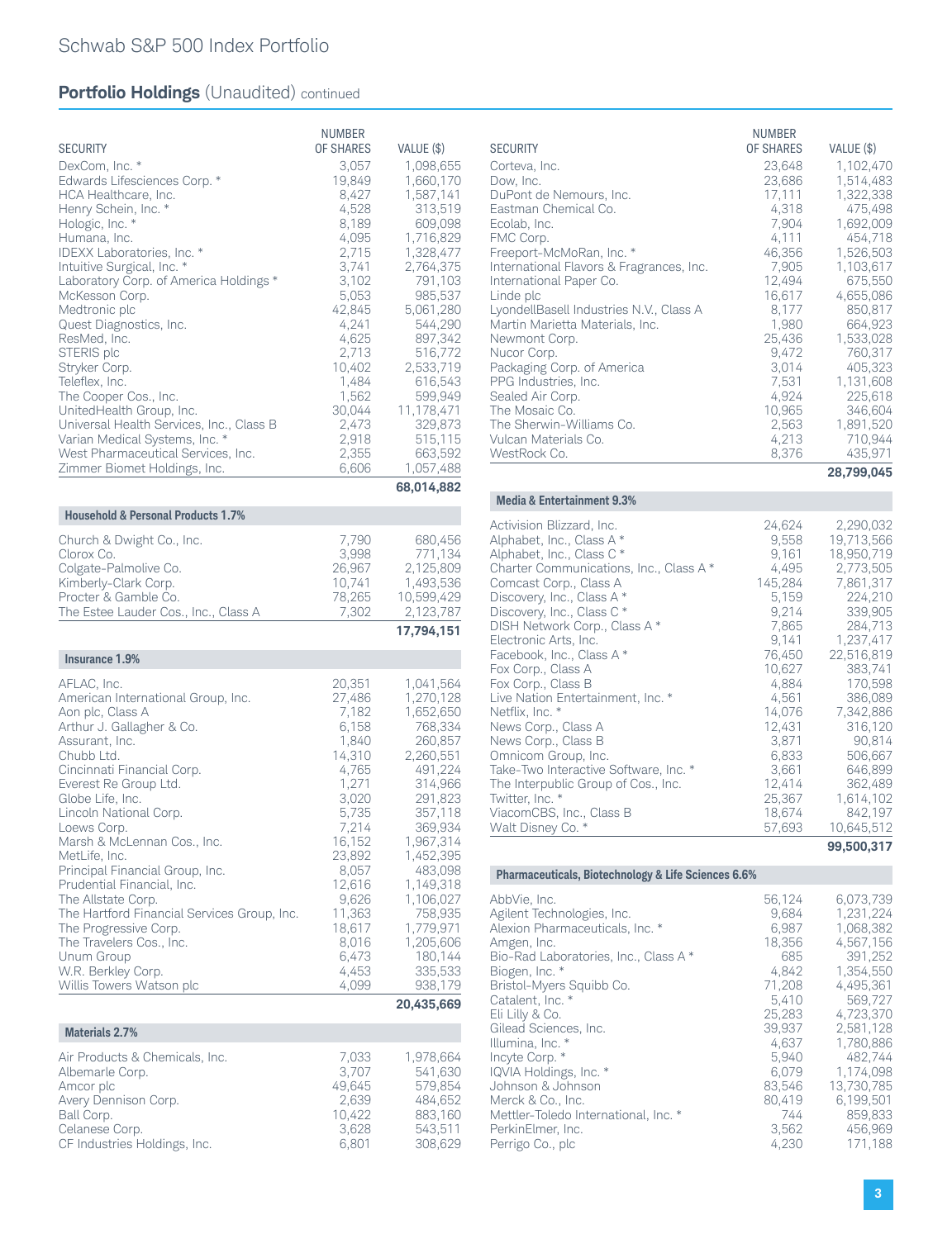## Schwab S&P 500 Index Portfolio

### Portfolio Holdings (Unaudited) continued

| SECURITY | NUMBER OF SHARES | VALUE ($) |
|---|---|---|
| DexCom, Inc. * | 3,057 | 1,098,655 |
| Edwards Lifesciences Corp. * | 19,849 | 1,660,170 |
| HCA Healthcare, Inc. | 8,427 | 1,587,141 |
| Henry Schein, Inc. * | 4,528 | 313,519 |
| Hologic, Inc. * | 8,189 | 609,098 |
| Humana, Inc. | 4,095 | 1,716,829 |
| IDEXX Laboratories, Inc. * | 2,715 | 1,328,477 |
| Intuitive Surgical, Inc. * | 3,741 | 2,764,375 |
| Laboratory Corp. of America Holdings * | 3,102 | 791,103 |
| McKesson Corp. | 5,053 | 985,537 |
| Medtronic plc | 42,845 | 5,061,280 |
| Quest Diagnostics, Inc. | 4,241 | 544,290 |
| ResMed, Inc. | 4,625 | 897,342 |
| STERIS plc | 2,713 | 516,772 |
| Stryker Corp. | 10,402 | 2,533,719 |
| Teleflex, Inc. | 1,484 | 616,543 |
| The Cooper Cos., Inc. | 1,562 | 599,949 |
| UnitedHealth Group, Inc. | 30,044 | 11,178,471 |
| Universal Health Services, Inc., Class B | 2,473 | 329,873 |
| Varian Medical Systems, Inc. * | 2,918 | 515,115 |
| West Pharmaceutical Services, Inc. | 2,355 | 663,592 |
| Zimmer Biomet Holdings, Inc. | 6,606 | 1,057,488 |
| | | **68,014,882** |
| **Household & Personal Products 1.7%** | | |
| Church & Dwight Co., Inc. | 7,790 | 680,456 |
| Clorox Co. | 3,998 | 771,134 |
| Colgate-Palmolive Co. | 26,967 | 2,125,809 |
| Kimberly-Clark Corp. | 10,741 | 1,493,536 |
| Procter & Gamble Co. | 78,265 | 10,599,429 |
| The Estee Lauder Cos., Inc., Class A | 7,302 | 2,123,787 |
| | | **17,794,151** |
| **Insurance 1.9%** | | |
| AFLAC, Inc. | 20,351 | 1,041,564 |
| American International Group, Inc. | 27,486 | 1,270,128 |
| Aon plc, Class A | 7,182 | 1,652,650 |
| Arthur J. Gallagher & Co. | 6,158 | 768,334 |
| Assurant, Inc. | 1,840 | 260,857 |
| Chubb Ltd. | 14,310 | 2,260,551 |
| Cincinnati Financial Corp. | 4,765 | 491,224 |
| Everest Re Group Ltd. | 1,271 | 314,966 |
| Globe Life, Inc. | 3,020 | 291,823 |
| Lincoln National Corp. | 5,735 | 357,118 |
| Loews Corp. | 7,214 | 369,934 |
| Marsh & McLennan Cos., Inc. | 16,152 | 1,967,314 |
| MetLife, Inc. | 23,892 | 1,452,395 |
| Principal Financial Group, Inc. | 8,057 | 483,098 |
| Prudential Financial, Inc. | 12,616 | 1,149,318 |
| The Allstate Corp. | 9,626 | 1,106,027 |
| The Hartford Financial Services Group, Inc. | 11,363 | 758,935 |
| The Progressive Corp. | 18,617 | 1,779,971 |
| The Travelers Cos., Inc. | 8,016 | 1,205,606 |
| Unum Group | 6,473 | 180,144 |
| W.R. Berkley Corp. | 4,453 | 335,533 |
| Willis Towers Watson plc | 4,099 | 938,179 |
| | | **20,435,669** |
| **Materials 2.7%** | | |
| Air Products & Chemicals, Inc. | 7,033 | 1,978,664 |
| Albemarle Corp. | 3,707 | 541,630 |
| Amcor plc | 49,645 | 579,854 |
| Avery Dennison Corp. | 2,639 | 484,652 |
| Ball Corp. | 10,422 | 883,160 |
| Celanese Corp. | 3,628 | 543,511 |
| CF Industries Holdings, Inc. | 6,801 | 308,629 |
| Corteva, Inc. | 23,648 | 1,102,470 |
| Dow, Inc. | 23,686 | 1,514,483 |
| DuPont de Nemours, Inc. | 17,111 | 1,322,338 |
| Eastman Chemical Co. | 4,318 | 475,498 |
| Ecolab, Inc. | 7,904 | 1,692,009 |
| FMC Corp. | 4,111 | 454,718 |
| Freeport-McMoRan, Inc. * | 46,356 | 1,526,503 |
| International Flavors & Fragrances, Inc. | 7,905 | 1,103,617 |
| International Paper Co. | 12,494 | 675,550 |
| Linde plc | 16,617 | 4,655,086 |
| LyondellBasell Industries N.V., Class A | 8,177 | 850,817 |
| Martin Marietta Materials, Inc. | 1,980 | 664,923 |
| Newmont Corp. | 25,436 | 1,533,028 |
| Nucor Corp. | 9,472 | 760,317 |
| Packaging Corp. of America | 3,014 | 405,323 |
| PPG Industries, Inc. | 7,531 | 1,131,608 |
| Sealed Air Corp. | 4,924 | 225,618 |
| The Mosaic Co. | 10,965 | 346,604 |
| The Sherwin-Williams Co. | 2,563 | 1,891,520 |
| Vulcan Materials Co. | 4,213 | 710,944 |
| WestRock Co. | 8,376 | 435,971 |
| | | **28,799,045** |
| **Media & Entertainment 9.3%** | | |
| Activision Blizzard, Inc. | 24,624 | 2,290,032 |
| Alphabet, Inc., Class A * | 9,558 | 19,713,566 |
| Alphabet, Inc., Class C * | 9,161 | 18,950,719 |
| Charter Communications, Inc., Class A * | 4,495 | 2,773,505 |
| Comcast Corp., Class A | 145,284 | 7,861,317 |
| Discovery, Inc., Class A * | 5,159 | 224,210 |
| Discovery, Inc., Class C * | 9,214 | 339,905 |
| DISH Network Corp., Class A * | 7,865 | 284,713 |
| Electronic Arts, Inc. | 9,141 | 1,237,417 |
| Facebook, Inc., Class A * | 76,450 | 22,516,819 |
| Fox Corp., Class A | 10,627 | 383,741 |
| Fox Corp., Class B | 4,884 | 170,598 |
| Live Nation Entertainment, Inc. * | 4,561 | 386,089 |
| Netflix, Inc. * | 14,076 | 7,342,886 |
| News Corp., Class A | 12,431 | 316,120 |
| News Corp., Class B | 3,871 | 90,814 |
| Omnicom Group, Inc. | 6,833 | 506,667 |
| Take-Two Interactive Software, Inc. * | 3,661 | 646,899 |
| The Interpublic Group of Cos., Inc. | 12,414 | 362,489 |
| Twitter, Inc. * | 25,367 | 1,614,102 |
| ViacomCBS, Inc., Class B | 18,674 | 842,197 |
| Walt Disney Co. * | 57,693 | 10,645,512 |
| | | **99,500,317** |
| **Pharmaceuticals, Biotechnology & Life Sciences 6.6%** | | |
| AbbVie, Inc. | 56,124 | 6,073,739 |
| Agilent Technologies, Inc. | 9,684 | 1,231,224 |
| Alexion Pharmaceuticals, Inc. * | 6,987 | 1,068,382 |
| Amgen, Inc. | 18,356 | 4,567,156 |
| Bio-Rad Laboratories, Inc., Class A * | 685 | 391,252 |
| Biogen, Inc. * | 4,842 | 1,354,550 |
| Bristol-Myers Squibb Co. | 71,208 | 4,495,361 |
| Catalent, Inc. * | 5,410 | 569,727 |
| Eli Lilly & Co. | 25,283 | 4,723,370 |
| Gilead Sciences, Inc. | 39,937 | 2,581,128 |
| Illumina, Inc. * | 4,637 | 1,780,886 |
| Incyte Corp. * | 5,940 | 482,744 |
| IQVIA Holdings, Inc. * | 6,079 | 1,174,098 |
| Johnson & Johnson | 83,546 | 13,730,785 |
| Merck & Co., Inc. | 80,419 | 6,199,501 |
| Mettler-Toledo International, Inc. * | 744 | 859,833 |
| PerkinElmer, Inc. | 3,562 | 456,969 |
| Perrigo Co., plc | 4,230 | 171,188 |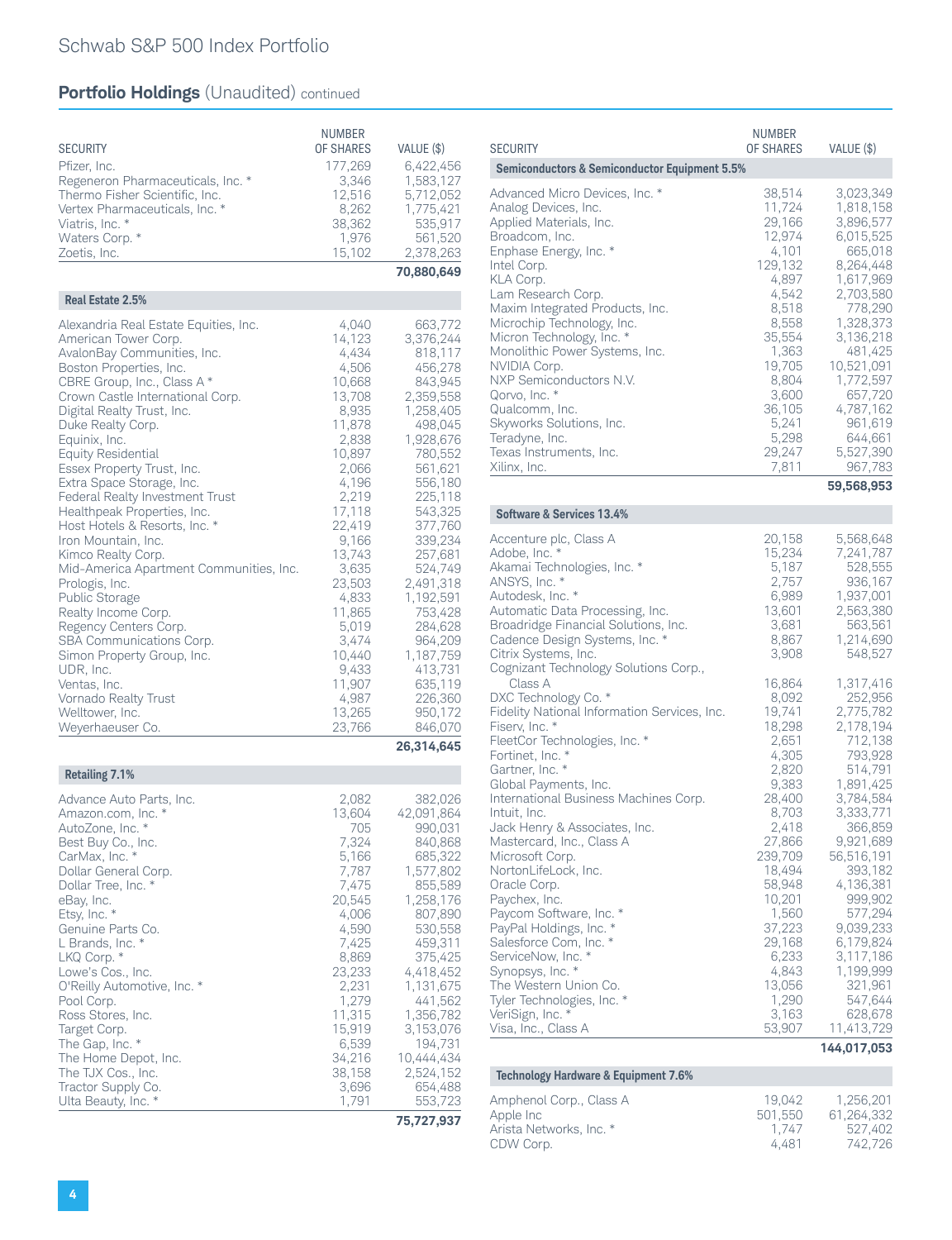# Schwab S&P 500 Index Portfolio

## Portfolio Holdings (Unaudited) continued

| SECURITY | NUMBER OF SHARES | VALUE ($) |
|---|---|---|
| Pfizer, Inc. | 177,269 | 6,422,456 |
| Regeneron Pharmaceuticals, Inc. * | 3,346 | 1,583,127 |
| Thermo Fisher Scientific, Inc. | 12,516 | 5,712,052 |
| Vertex Pharmaceuticals, Inc. * | 8,262 | 1,775,421 |
| Viatris, Inc. * | 38,362 | 535,917 |
| Waters Corp. * | 1,976 | 561,520 |
| Zoetis, Inc. | 15,102 | 2,378,263 |
| | | **70,880,649** |
| **Real Estate 2.5%** | | |
| Alexandria Real Estate Equities, Inc. | 4,040 | 663,772 |
| American Tower Corp. | 14,123 | 3,376,244 |
| AvalonBay Communities, Inc. | 4,434 | 818,117 |
| Boston Properties, Inc. | 4,506 | 456,278 |
| CBRE Group, Inc., Class A * | 10,668 | 843,945 |
| Crown Castle International Corp. | 13,708 | 2,359,558 |
| Digital Realty Trust, Inc. | 8,935 | 1,258,405 |
| Duke Realty Corp. | 11,878 | 498,045 |
| Equinix, Inc. | 2,838 | 1,928,676 |
| Equity Residential | 10,897 | 780,552 |
| Essex Property Trust, Inc. | 2,066 | 561,621 |
| Extra Space Storage, Inc. | 4,196 | 556,180 |
| Federal Realty Investment Trust | 2,219 | 225,118 |
| Healthpeak Properties, Inc. | 17,118 | 543,325 |
| Host Hotels & Resorts, Inc. * | 22,419 | 377,760 |
| Iron Mountain, Inc. | 9,166 | 339,234 |
| Kimco Realty Corp. | 13,743 | 257,681 |
| Mid-America Apartment Communities, Inc. | 3,635 | 524,749 |
| Prologis, Inc. | 23,503 | 2,491,318 |
| Public Storage | 4,833 | 1,192,591 |
| Realty Income Corp. | 11,865 | 753,428 |
| Regency Centers Corp. | 5,019 | 284,628 |
| SBA Communications Corp. | 3,474 | 964,209 |
| Simon Property Group, Inc. | 10,440 | 1,187,759 |
| UDR, Inc. | 9,433 | 413,731 |
| Ventas, Inc. | 11,907 | 635,119 |
| Vornado Realty Trust | 4,987 | 226,360 |
| Welltower, Inc. | 13,265 | 950,172 |
| Weyerhaeuser Co. | 23,766 | 846,070 |
| | | **26,314,645** |
| **Retailing 7.1%** | | |
| Advance Auto Parts, Inc. | 2,082 | 382,026 |
| Amazon.com, Inc. * | 13,604 | 42,091,864 |
| AutoZone, Inc. * | 705 | 990,031 |
| Best Buy Co., Inc. | 7,324 | 840,868 |
| CarMax, Inc. * | 5,166 | 685,322 |
| Dollar General Corp. | 7,787 | 1,577,802 |
| Dollar Tree, Inc. * | 7,475 | 855,589 |
| eBay, Inc. | 20,545 | 1,258,176 |
| Etsy, Inc. * | 4,006 | 807,890 |
| Genuine Parts Co. | 4,590 | 530,558 |
| L Brands, Inc. * | 7,425 | 459,311 |
| LKQ Corp. * | 8,869 | 375,425 |
| Lowe's Cos., Inc. | 23,233 | 4,418,452 |
| O'Reilly Automotive, Inc. * | 2,231 | 1,131,675 |
| Pool Corp. | 1,279 | 441,562 |
| Ross Stores, Inc. | 11,315 | 1,356,782 |
| Target Corp. | 15,919 | 3,153,076 |
| The Gap, Inc. * | 6,539 | 194,731 |
| The Home Depot, Inc. | 34,216 | 10,444,434 |
| The TJX Cos., Inc. | 38,158 | 2,524,152 |
| Tractor Supply Co. | 3,696 | 654,488 |
| Ulta Beauty, Inc. * | 1,791 | 553,723 |
| | | **75,727,937** |
| **Semiconductors & Semiconductor Equipment 5.5%** | | |
| Advanced Micro Devices, Inc. * | 38,514 | 3,023,349 |
| Analog Devices, Inc. | 11,724 | 1,818,158 |
| Applied Materials, Inc. | 29,166 | 3,896,577 |
| Broadcom, Inc. | 12,974 | 6,015,525 |
| Enphase Energy, Inc. * | 4,101 | 665,018 |
| Intel Corp. | 129,132 | 8,264,448 |
| KLA Corp. | 4,897 | 1,617,969 |
| Lam Research Corp. | 4,542 | 2,703,580 |
| Maxim Integrated Products, Inc. | 8,518 | 778,290 |
| Microchip Technology, Inc. | 8,558 | 1,328,373 |
| Micron Technology, Inc. * | 35,554 | 3,136,218 |
| Monolithic Power Systems, Inc. | 1,363 | 481,425 |
| NVIDIA Corp. | 19,705 | 10,521,091 |
| NXP Semiconductors N.V. | 8,804 | 1,772,597 |
| Qorvo, Inc. * | 3,600 | 657,720 |
| Qualcomm, Inc. | 36,105 | 4,787,162 |
| Skyworks Solutions, Inc. | 5,241 | 961,619 |
| Teradyne, Inc. | 5,298 | 644,661 |
| Texas Instruments, Inc. | 29,247 | 5,527,390 |
| Xilinx, Inc. | 7,811 | 967,783 |
| | | **59,568,953** |
| **Software & Services 13.4%** | | |
| Accenture plc, Class A | 20,158 | 5,568,648 |
| Adobe, Inc. * | 15,234 | 7,241,787 |
| Akamai Technologies, Inc. * | 5,187 | 528,555 |
| ANSYS, Inc. * | 2,757 | 936,167 |
| Autodesk, Inc. * | 6,989 | 1,937,001 |
| Automatic Data Processing, Inc. | 13,601 | 2,563,380 |
| Broadridge Financial Solutions, Inc. | 3,681 | 563,561 |
| Cadence Design Systems, Inc. * | 8,867 | 1,214,690 |
| Citrix Systems, Inc. | 3,908 | 548,527 |
| Cognizant Technology Solutions Corp., Class A | 16,864 | 1,317,416 |
| DXC Technology Co. * | 8,092 | 252,956 |
| Fidelity National Information Services, Inc. | 19,741 | 2,775,782 |
| Fiserv, Inc. * | 18,298 | 2,178,194 |
| FleetCor Technologies, Inc. * | 2,651 | 712,138 |
| Fortinet, Inc. * | 4,305 | 793,928 |
| Gartner, Inc. * | 2,820 | 514,791 |
| Global Payments, Inc. | 9,383 | 1,891,425 |
| International Business Machines Corp. | 28,400 | 3,784,584 |
| Intuit, Inc. | 8,703 | 3,333,771 |
| Jack Henry & Associates, Inc. | 2,418 | 366,859 |
| Mastercard, Inc., Class A | 27,866 | 9,921,689 |
| Microsoft Corp. | 239,709 | 56,516,191 |
| NortonLifeLock, Inc. | 18,494 | 393,182 |
| Oracle Corp. | 58,948 | 4,136,381 |
| Paychex, Inc. | 10,201 | 999,902 |
| Paycom Software, Inc. * | 1,560 | 577,294 |
| PayPal Holdings, Inc. * | 37,223 | 9,039,233 |
| Salesforce.Com, Inc. * | 29,168 | 6,179,824 |
| ServiceNow, Inc. * | 6,233 | 3,117,186 |
| Synopsys, Inc. * | 4,843 | 1,199,999 |
| The Western Union Co. | 13,056 | 321,961 |
| Tyler Technologies, Inc. * | 1,290 | 547,644 |
| VeriSign, Inc. * | 3,163 | 628,678 |
| Visa, Inc., Class A | 53,907 | 11,413,729 |
| | | **144,017,053** |
| **Technology Hardware & Equipment 7.6%** | | |
| Amphenol Corp., Class A | 19,042 | 1,256,201 |
| Apple Inc | 501,550 | 61,264,332 |
| Arista Networks, Inc. * | 1,747 | 527,402 |
| CDW Corp. | 4,481 | 742,726 |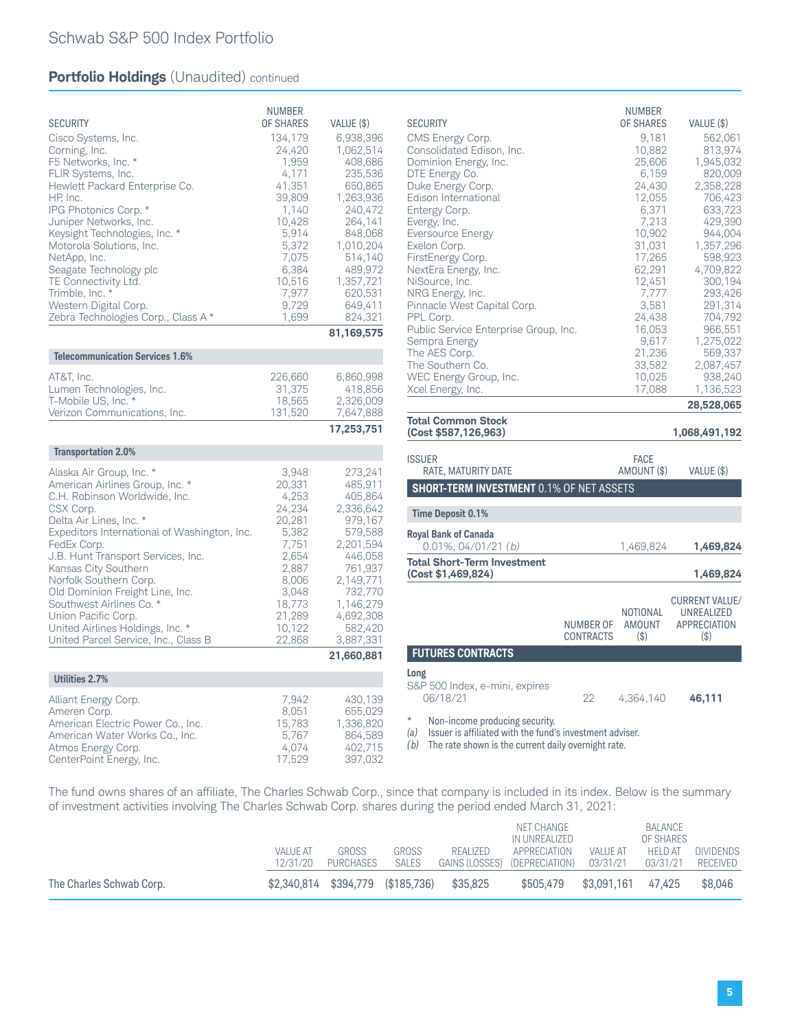## Portfolio Holdings (Unaudited) continued

| SECURITY | NUMBER OF SHARES | VALUE ($) |
|---|---|---|
| Cisco Systems, Inc. | 134,179 | 6,938,396 |
| Corning, Inc. | 24,420 | 1,062,514 |
| F5 Networks, Inc. * | 1,959 | 408,686 |
| FLIR Systems, Inc. | 4,171 | 235,536 |
| Hewlett Packard Enterprise Co. | 41,351 | 650,865 |
| HP, Inc. | 39,809 | 1,263,936 |
| IPG Photonics Corp. * | 1,140 | 240,472 |
| Juniper Networks, Inc. | 10,428 | 264,141 |
| Keysight Technologies, Inc. * | 5,914 | 848,068 |
| Motorola Solutions, Inc. | 5,372 | 1,010,204 |
| NetApp, Inc. | 7,075 | 514,140 |
| Seagate Technology plc | 6,384 | 489,972 |
| TE Connectivity Ltd. | 10,516 | 1,357,721 |
| Trimble, Inc. * | 7,977 | 620,531 |
| Western Digital Corp. | 9,729 | 649,411 |
| Zebra Technologies Corp., Class A * | 1,699 | 824,321 |
| | | **81,169,575** |
| **Telecommunication Services 1.6%** | | |
| AT&T, Inc. | 226,660 | 6,860,998 |
| Lumen Technologies, Inc. | 31,375 | 418,856 |
| T-Mobile US, Inc. * | 18,565 | 2,326,009 |
| Verizon Communications, Inc. | 131,520 | 7,647,888 |
| | | **17,253,751** |
| **Transportation 2.0%** | | |
| Alaska Air Group, Inc. * | 3,948 | 273,241 |
| American Airlines Group, Inc. * | 20,331 | 485,911 |
| C.H. Robinson Worldwide, Inc. | 4,253 | 405,864 |
| CSX Corp. | 24,234 | 2,336,642 |
| Delta Air Lines, Inc. * | 20,281 | 979,167 |
| Expeditors International of Washington, Inc. | 5,382 | 579,588 |
| FedEx Corp. | 7,751 | 2,201,594 |
| J.B. Hunt Transport Services, Inc. | 2,654 | 446,058 |
| Kansas City Southern | 2,887 | 761,937 |
| Norfolk Southern Corp. | 8,006 | 2,149,771 |
| Old Dominion Freight Line, Inc. | 3,048 | 732,770 |
| Southwest Airlines Co. * | 18,773 | 1,146,279 |
| Union Pacific Corp. | 21,289 | 4,692,308 |
| United Airlines Holdings, Inc. * | 10,122 | 582,420 |
| United Parcel Service, Inc., Class B | 22,868 | 3,887,331 |
| | | **21,660,881** |
| **Utilities 2.7%** | | |
| Alliant Energy Corp. | 7,942 | 430,139 |
| Ameren Corp. | 8,051 | 655,029 |
| American Electric Power Co., Inc. | 15,783 | 1,336,820 |
| American Water Works Co., Inc. | 5,767 | 864,589 |
| Atmos Energy Corp. | 4,074 | 402,715 |
| CenterPoint Energy, Inc. | 17,529 | 397,032 |
| CMS Energy Corp. | 9,181 | 562,061 |
| Consolidated Edison, Inc. | 10,882 | 813,974 |
| Dominion Energy, Inc. | 25,606 | 1,945,032 |
| DTE Energy Co. | 6,159 | 820,009 |
| Duke Energy Corp. | 24,430 | 2,358,228 |
| Edison International | 12,055 | 706,423 |
| Entergy Corp. | 6,371 | 633,723 |
| Evergy, Inc. | 7,213 | 429,390 |
| Eversource Energy | 10,902 | 944,004 |
| Exelon Corp. | 31,031 | 1,357,296 |
| FirstEnergy Corp. | 17,265 | 598,923 |
| NextEra Energy, Inc. | 62,291 | 4,709,822 |
| NiSource, Inc. | 12,451 | 300,194 |
| NRG Energy, Inc. | 7,777 | 293,426 |
| Pinnacle West Capital Corp. | 3,581 | 291,314 |
| PPL Corp. | 24,438 | 704,792 |
| Public Service Enterprise Group, Inc. | 16,053 | 966,551 |
| Sempra Energy | 9,617 | 1,275,022 |
| The AES Corp. | 21,236 | 569,337 |
| The Southern Co. | 33,582 | 2,087,457 |
| WEC Energy Group, Inc. | 10,025 | 938,240 |
| Xcel Energy, Inc. | 17,088 | 1,136,523 |
| | | **28,528,065** |
| **Total Common Stock (Cost $587,126,963)** | | **1,068,491,192** |

| ISSUER RATE, MATURITY DATE | FACE AMOUNT ($) | VALUE ($) |
|---|---|---|
| **SHORT-TERM INVESTMENT 0.1% OF NET ASSETS** | | |
| **Time Deposit 0.1%** | | |
| **Royal Bank of Canada** 0.01%, 04/01/21 *(b)* | 1,469,824 | **1,469,824** |
| **Total Short-Term Investment (Cost $1,469,824)** | | **1,469,824** |

| | NUMBER OF CONTRACTS | NOTIONAL AMOUNT ($) | CURRENT VALUE/ UNREALIZED APPRECIATION ($) |
|---|---|---|---|
| **FUTURES CONTRACTS** | | | |
| **Long** | | | |
| S&P 500 Index, e-mini, expires 06/18/21 | 22 | 4,364,140 | **46,111** |

\* Non-income producing security.
*(a)* Issuer is affiliated with the fund's investment adviser.
*(b)* The rate shown is the current daily overnight rate.

The fund owns shares of an affiliate, The Charles Schwab Corp., since that company is included in its index. Below is the summary of investment activities involving The Charles Schwab Corp. shares during the period ended March 31, 2021:

| | VALUE AT 12/31/20 | GROSS PURCHASES | GROSS SALES | REALIZED GAINS (LOSSES) | NET CHANGE IN UNREALIZED APPRECIATION (DEPRECIATION) | VALUE AT 03/31/21 | BALANCE OF SHARES HELD AT 03/31/21 | DIVIDENDS RECEIVED |
|---|---|---|---|---|---|---|---|---|
| The Charles Schwab Corp. | $2,340,814 | $394,779 | ($185,736) | $35,825 | $505,479 | $3,091,161 | 47,425 | $8,046 |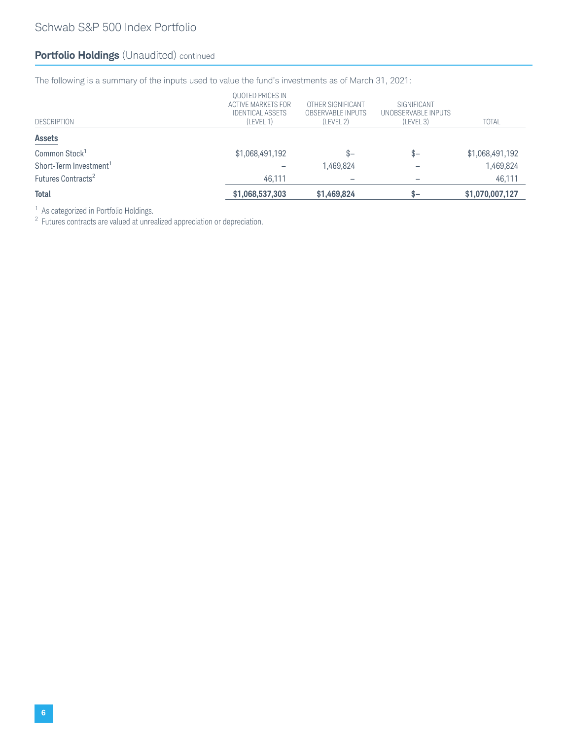## Portfolio Holdings (Unaudited) continued

The following is a summary of the inputs used to value the fund's investments as of March 31, 2021:

| DESCRIPTION | QUOTED PRICES IN ACTIVE MARKETS FOR IDENTICAL ASSETS (LEVEL 1) | OTHER SIGNIFICANT OBSERVABLE INPUTS (LEVEL 2) | SIGNIFICANT UNOBSERVABLE INPUTS (LEVEL 3) | TOTAL |
|---|---|---|---|---|
| **Assets** | | | | |
| Common Stock[1] | $1,068,491,192 | $— | $— | $1,068,491,192 |
| Short-Term Investment[1] | — | 1,469,824 | — | 1,469,824 |
| Futures Contracts[2] | 46,111 | — | — | 46,111 |
| **Total** | **$1,068,537,303** | **$1,469,824** | **$—** | **$1,070,007,127** |

[1] As categorized in Portfolio Holdings.
[2] Futures contracts are valued at unrealized appreciation or depreciation.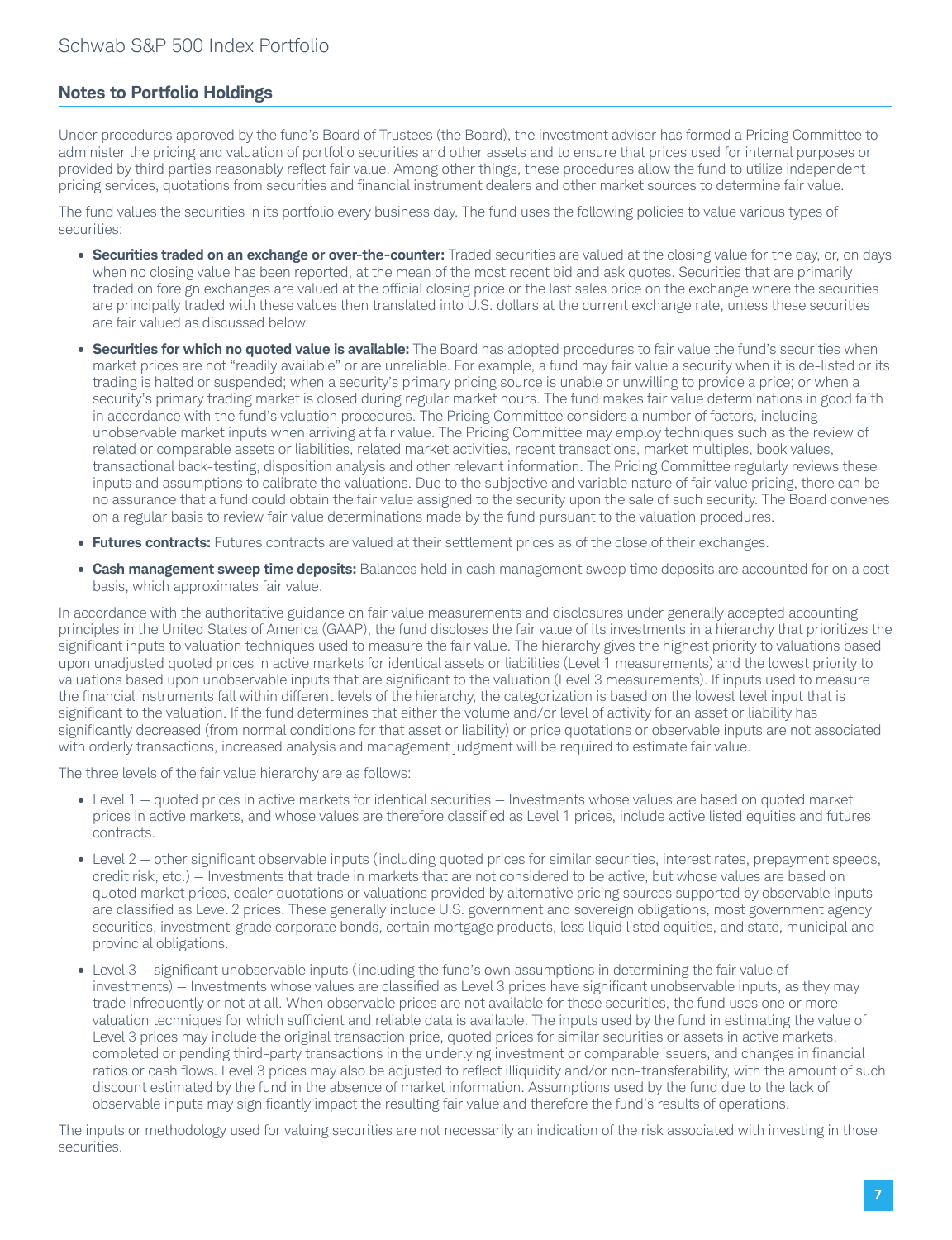## Notes to Portfolio Holdings

Under procedures approved by the fund's Board of Trustees (the Board), the investment adviser has formed a Pricing Committee to administer the pricing and valuation of portfolio securities and other assets and to ensure that prices used for internal purposes or provided by third parties reasonably reflect fair value. Among other things, these procedures allow the fund to utilize independent pricing services, quotations from securities and financial instrument dealers and other market sources to determine fair value.

The fund values the securities in its portfolio every business day. The fund uses the following policies to value various types of securities:

- **Securities traded on an exchange or over-the-counter:** Traded securities are valued at the closing value for the day, or, on days when no closing value has been reported, at the mean of the most recent bid and ask quotes. Securities that are primarily traded on foreign exchanges are valued at the official closing price or the last sales price on the exchange where the securities are principally traded with these values then translated into U.S. dollars at the current exchange rate, unless these securities are fair valued as discussed below.
- **Securities for which no quoted value is available:** The Board has adopted procedures to fair value the fund's securities when market prices are not "readily available" or are unreliable. For example, a fund may fair value a security when it is de-listed or its trading is halted or suspended; when a security's primary pricing source is unable or unwilling to provide a price; or when a security's primary trading market is closed during regular market hours. The fund makes fair value determinations in good faith in accordance with the fund's valuation procedures. The Pricing Committee considers a number of factors, including unobservable market inputs when arriving at fair value. The Pricing Committee may employ techniques such as the review of related or comparable assets or liabilities, related market activities, recent transactions, market multiples, book values, transactional back-testing, disposition analysis and other relevant information. The Pricing Committee regularly reviews these inputs and assumptions to calibrate the valuations. Due to the subjective and variable nature of fair value pricing, there can be no assurance that a fund could obtain the fair value assigned to the security upon the sale of such security. The Board convenes on a regular basis to review fair value determinations made by the fund pursuant to the valuation procedures.
- **Futures contracts:** Futures contracts are valued at their settlement prices as of the close of their exchanges.
- **Cash management sweep time deposits:** Balances held in cash management sweep time deposits are accounted for on a cost basis, which approximates fair value.

In accordance with the authoritative guidance on fair value measurements and disclosures under generally accepted accounting principles in the United States of America (GAAP), the fund discloses the fair value of its investments in a hierarchy that prioritizes the significant inputs to valuation techniques used to measure the fair value. The hierarchy gives the highest priority to valuations based upon unadjusted quoted prices in active markets for identical assets or liabilities (Level 1 measurements) and the lowest priority to valuations based upon unobservable inputs that are significant to the valuation (Level 3 measurements). If inputs used to measure the financial instruments fall within different levels of the hierarchy, the categorization is based on the lowest level input that is significant to the valuation. If the fund determines that either the volume and/or level of activity for an asset or liability has significantly decreased (from normal conditions for that asset or liability) or price quotations or observable inputs are not associated with orderly transactions, increased analysis and management judgment will be required to estimate fair value.

The three levels of the fair value hierarchy are as follows:

- Level 1 — quoted prices in active markets for identical securities — Investments whose values are based on quoted market prices in active markets, and whose values are therefore classified as Level 1 prices, include active listed equities and futures contracts.
- Level 2 — other significant observable inputs (including quoted prices for similar securities, interest rates, prepayment speeds, credit risk, etc.) — Investments that trade in markets that are not considered to be active, but whose values are based on quoted market prices, dealer quotations or valuations provided by alternative pricing sources supported by observable inputs are classified as Level 2 prices. These generally include U.S. government and sovereign obligations, most government agency securities, investment-grade corporate bonds, certain mortgage products, less liquid listed equities, and state, municipal and provincial obligations.
- Level 3 — significant unobservable inputs (including the fund's own assumptions in determining the fair value of investments) — Investments whose values are classified as Level 3 prices have significant unobservable inputs, as they may trade infrequently or not at all. When observable prices are not available for these securities, the fund uses one or more valuation techniques for which sufficient and reliable data is available. The inputs used by the fund in estimating the value of Level 3 prices may include the original transaction price, quoted prices for similar securities or assets in active markets, completed or pending third-party transactions in the underlying investment or comparable issuers, and changes in financial ratios or cash flows. Level 3 prices may also be adjusted to reflect illiquidity and/or non-transferability, with the amount of such discount estimated by the fund in the absence of market information. Assumptions used by the fund due to the lack of observable inputs may significantly impact the resulting fair value and therefore the fund's results of operations.

The inputs or methodology used for valuing securities are not necessarily an indication of the risk associated with investing in those securities.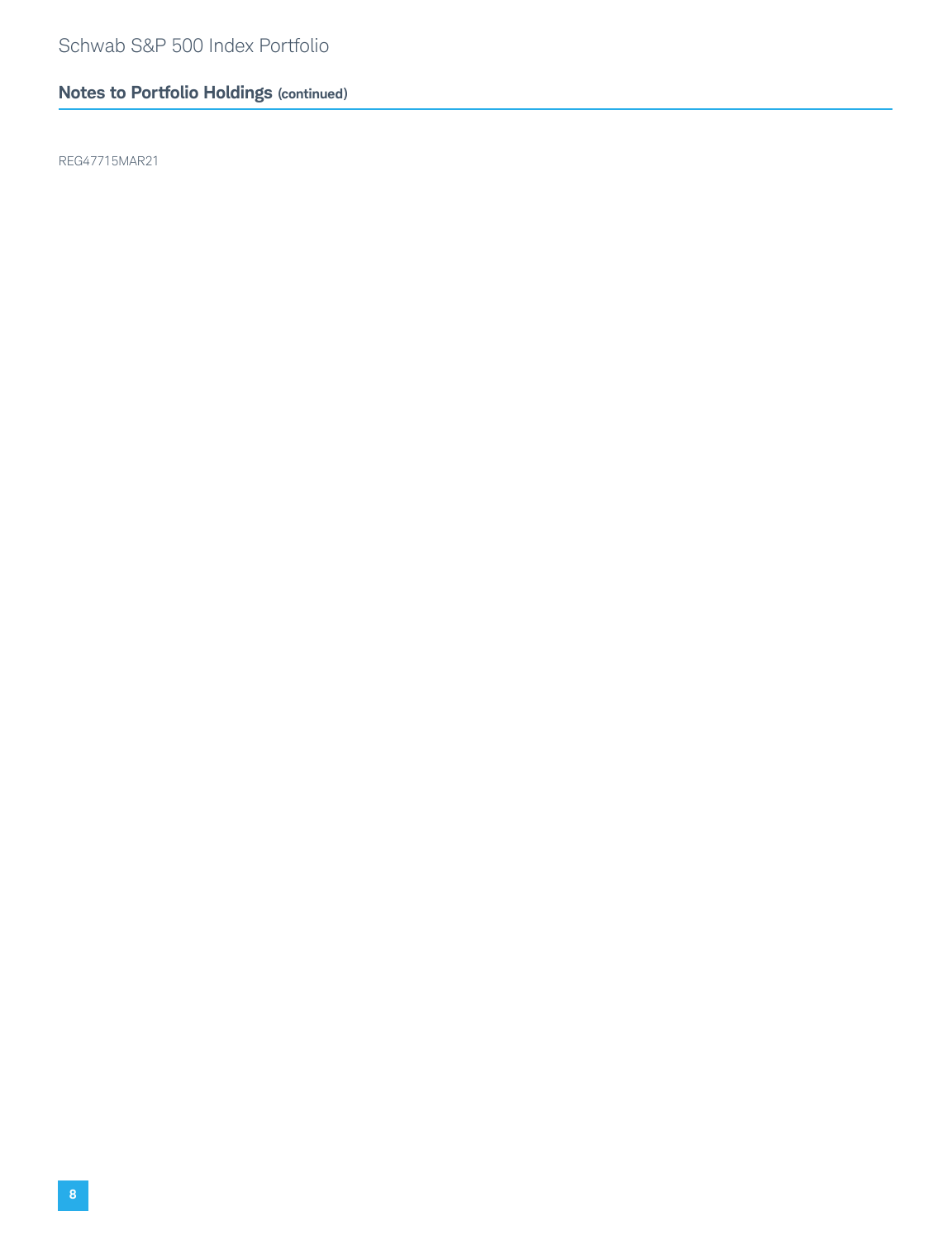## Notes to Portfolio Holdings (continued)

REG47715MAR21